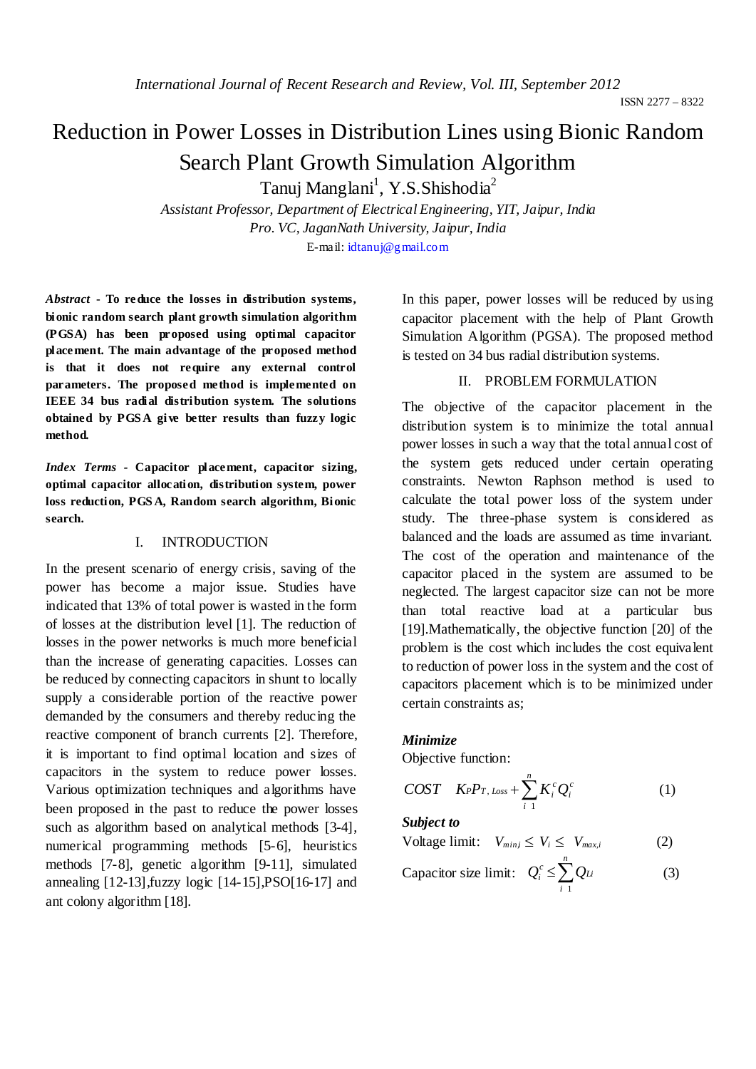# Reduction in Power Losses in Distribution Lines using Bionic Random Search Plant Growth Simulation Algorithm

Tanuj Manglani[1], Y.S.Shishodia[2]

*Assistant Professor, Department of Electrical Engineering, YIT, Jaipur, India*

*Pro. VC, JaganNath University, Jaipur, India*

E-mail: idtanuj@gmail.com

***Abstract*** **- To reduce the losses in distribution systems, bionic random search plant growth simulation algorithm (PGSA) has been proposed using optimal capacitor placement. The main advantage of the proposed method is that it does not require any external control parameters. The proposed method is implemented on IEEE 34 bus radial distribution system. The solutions obtained by PGSA give better results than fuzzy logic method.**

***Index Terms*** **- Capacitor placement, capacitor sizing, optimal capacitor allocation, distribution system, power loss reduction, PGSA, Random search algorithm, Bionic search.**

## I. INTRODUCTION

In the present scenario of energy crisis, saving of the power has become a major issue. Studies have indicated that 13% of total power is wasted in the form of losses at the distribution level [1]. The reduction of losses in the power networks is much more beneficial than the increase of generating capacities. Losses can be reduced by connecting capacitors in shunt to locally supply a considerable portion of the reactive power demanded by the consumers and thereby reducing the reactive component of branch currents [2]. Therefore, it is important to find optimal location and sizes of capacitors in the system to reduce power losses. Various optimization techniques and algorithms have been proposed in the past to reduce the power losses such as algorithm based on analytical methods [3-4], numerical programming methods [5-6], heuristics methods [7-8], genetic algorithm [9-11], simulated annealing [12-13],fuzzy logic [14-15],PSO[16-17] and ant colony algorithm [18].

In this paper, power losses will be reduced by using capacitor placement with the help of Plant Growth Simulation Algorithm (PGSA). The proposed method is tested on 34 bus radial distribution systems.

## II. PROBLEM FORMULATION

The objective of the capacitor placement in the distribution system is to minimize the total annual power losses in such a way that the total annual cost of the system gets reduced under certain operating constraints. Newton Raphson method is used to calculate the total power loss of the system under study. The three-phase system is considered as balanced and the loads are assumed as time invariant. The cost of the operation and maintenance of the capacitor placed in the system are assumed to be neglected. The largest capacitor size can not be more than total reactive load at a particular bus [19].Mathematically, the objective function [20] of the problem is the cost which includes the cost equivalent to reduction of power loss in the system and the cost of capacitors placement which is to be minimized under certain constraints as;

***Minimize***

Objective function:

$$COST \quad K_P P_{T,\,Loss} + \sum_{i\;1}^{n} K_i^c Q_i^c \tag{1}$$

***Subject to***

Voltage limit: $\quad V_{min,i} \leq V_i \leq \; V_{max,i} \qquad (2)$

Capacitor size limit: $\quad Q_i^c \leq \sum_{i\;1}^{n} Q_{Li} \qquad (3)$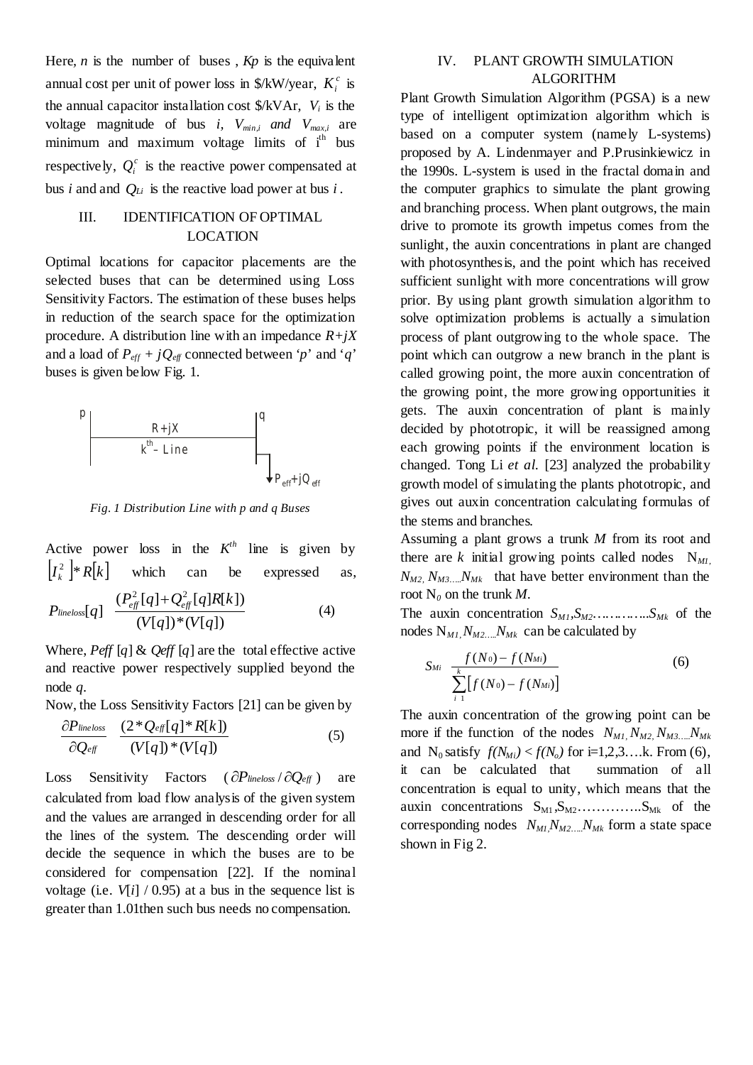Here, $n$ is the number of buses , $Kp$ is the equivalent annual cost per unit of power loss in \$/kW/year, $K_i^c$ is the annual capacitor installation cost \$/kVAr, $V_i$ is the voltage magnitude of bus $i$, $V_{min,i}$ *and* $V_{max,i}$ are minimum and maximum voltage limits of i$^{th}$ bus respectively, $Q_i^c$ is the reactive power compensated at bus $i$ and and $Q_{Li}$ is the reactive load power at bus $i$ .

## III. IDENTIFICATION OF OPTIMAL LOCATION

Optimal locations for capacitor placements are the selected buses that can be determined using Loss Sensitivity Factors. The estimation of these buses helps in reduction of the search space for the optimization procedure. A distribution line with an impedance $R+jX$ and a load of $P_{eff} + jQ_{eff}$ connected between '$p$' and '$q$' buses is given below Fig. 1.

*Fig. 1 Distribution Line with p and q Buses*

Active power loss in the $K^{th}$ line is given by $\left[I_k^2\right] * R[k]$ which can be expressed as,

$$P_{lineloss}[q] = \frac{(P_{eff}^2[q] + Q_{eff}^2[q]R[k])}{(V[q])*(V[q])} \qquad (4)$$

Where, *Peff* [*q*] & *Qeff* [*q*] are the total effective active and reactive power respectively supplied beyond the node *q*.

Now, the Loss Sensitivity Factors [21] can be given by

$$\frac{\partial P_{lineloss}}{\partial Q_{eff}} = \frac{(2*Q_{eff}[q]*R[k])}{(V[q])*(V[q])} \qquad (5)$$

Loss Sensitivity Factors ($\partial P_{lineloss} / \partial Q_{eff}$) are calculated from load flow analysis of the given system and the values are arranged in descending order for all the lines of the system. The descending order will decide the sequence in which the buses are to be considered for compensation [22]. If the nominal voltage (i.e. $V[i]$ / 0.95) at a bus in the sequence list is greater than 1.01then such bus needs no compensation.

## IV. PLANT GROWTH SIMULATION ALGORITHM

Plant Growth Simulation Algorithm (PGSA) is a new type of intelligent optimization algorithm which is based on a computer system (namely L-systems) proposed by A. Lindenmayer and P.Prusinkiewicz in the 1990s. L-system is used in the fractal domain and the computer graphics to simulate the plant growing and branching process. When plant outgrows, the main drive to promote its growth impetus comes from the sunlight, the auxin concentrations in plant are changed with photosynthesis, and the point which has received sufficient sunlight with more concentrations will grow prior. By using plant growth simulation algorithm to solve optimization problems is actually a simulation process of plant outgrowing to the whole space. The point which can outgrow a new branch in the plant is called growing point, the more auxin concentration of the growing point, the more growing opportunities it gets. The auxin concentration of plant is mainly decided by phototropic, it will be reassigned among each growing points if the environment location is changed. Tong Li *et al.* [23] analyzed the probability growth model of simulating the plants phototropic, and gives out auxin concentration calculating formulas of the stems and branches.

Assuming a plant grows a trunk $M$ from its root and there are $k$ initial growing points called nodes $N_{M1}, N_{M2}, N_{M3.....}N_{Mk}$ that have better environment than the root $N_0$ on the trunk $M$.

The auxin concentration $S_{M1}, S_{M2}..............S_{Mk}$ of the nodes $N_{M1}, N_{M2.....}N_{Mk}$ can be calculated by

$$S_{Mi} = \frac{f(N_0) - f(N_{Mi})}{\sum_{i=1}^{k}\left[f(N_0) - f(N_{Mi})\right]} \qquad (6)$$

The auxin concentration of the growing point can be more if the function of the nodes $N_{M1}, N_{M2}, N_{M3.....}N_{Mk}$ and $N_0$ satisfy $f(N_{Mi}) < f(N_o)$ for i=1,2,3….k. From (6), it can be calculated that summation of all concentration is equal to unity, which means that the auxin concentrations $S_{M1}, S_{M2}..............S_{Mk}$ of the corresponding nodes $N_{M1}, N_{M2.....}N_{Mk}$ form a state space shown in Fig 2.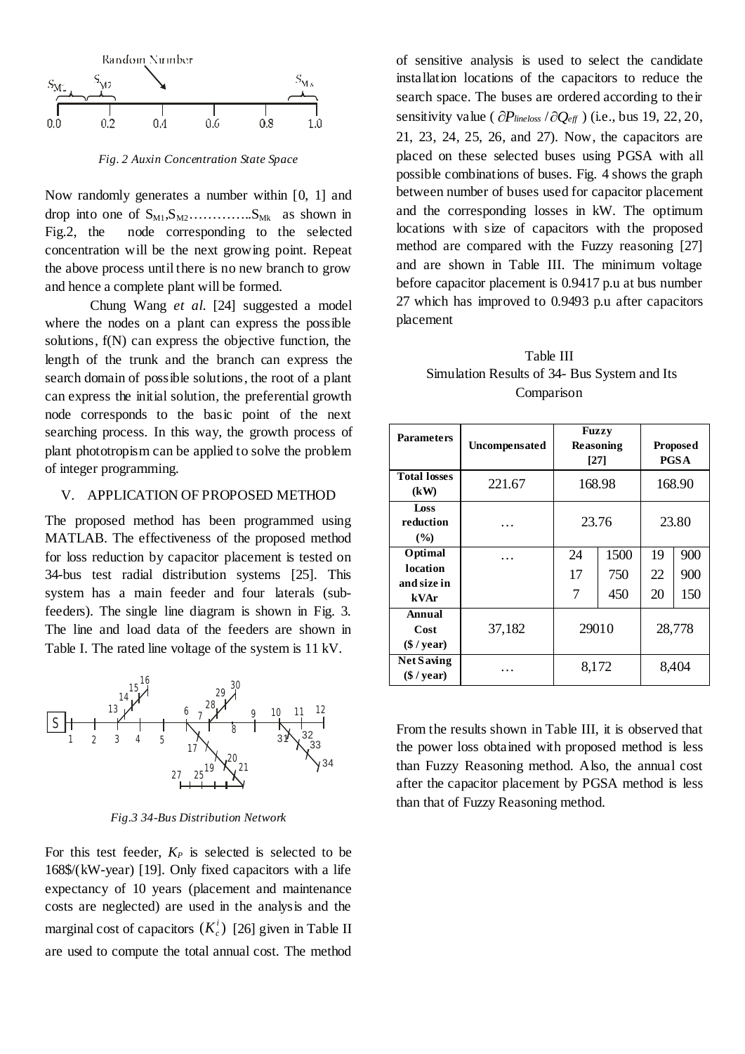*Fig. 2 Auxin Concentration State Space*

Now randomly generates a number within [0, 1] and drop into one of $S_{M1}, S_{M2}$…………..$S_{Mk}$ as shown in Fig.2, the node corresponding to the selected concentration will be the next growing point. Repeat the above process until there is no new branch to grow and hence a complete plant will be formed.

Chung Wang *et al.* [24] suggested a model where the nodes on a plant can express the possible solutions, f(N) can express the objective function, the length of the trunk and the branch can express the search domain of possible solutions, the root of a plant can express the initial solution, the preferential growth node corresponds to the basic point of the next searching process. In this way, the growth process of plant phototropism can be applied to solve the problem of integer programming.

## V. APPLICATION OF PROPOSED METHOD

The proposed method has been programmed using MATLAB. The effectiveness of the proposed method for loss reduction by capacitor placement is tested on 34-bus test radial distribution systems [25]. This system has a main feeder and four laterals (sub-feeders). The single line diagram is shown in Fig. 3. The line and load data of the feeders are shown in Table I. The rated line voltage of the system is 11 kV.

*Fig.3 34-Bus Distribution Network*

For this test feeder, $K_P$ is selected is selected to be 168$/(kW-year) [19]. Only fixed capacitors with a life expectancy of 10 years (placement and maintenance costs are neglected) are used in the analysis and the marginal cost of capacitors $(K_c^i)$ [26] given in Table II are used to compute the total annual cost. The method of sensitive analysis is used to select the candidate installation locations of the capacitors to reduce the search space. The buses are ordered according to their sensitivity value ( $\partial P_{lineloss} / \partial Q_{eff}$ ) (i.e., bus 19, 22, 20, 21, 23, 24, 25, 26, and 27). Now, the capacitors are placed on these selected buses using PGSA with all possible combinations of buses. Fig. 4 shows the graph between number of buses used for capacitor placement and the corresponding losses in kW. The optimum locations with size of capacitors with the proposed method are compared with the Fuzzy reasoning [27] and are shown in Table III. The minimum voltage before capacitor placement is 0.9417 p.u at bus number 27 which has improved to 0.9493 p.u after capacitors placement

Table III
Simulation Results of 34- Bus System and Its Comparison

| Parameters | Uncompensated | Fuzzy Reasoning [27] | | Proposed PGSA | |
|---|---|---|---|---|---|
| Total losses (kW) | 221.67 | 168.98 | | 168.90 | |
| Loss reduction (%) | … | 23.76 | | 23.80 | |
| Optimal location and size in kVAr | … | 24<br>17<br>7 | 1500<br>750<br>450 | 19<br>22<br>20 | 900<br>900<br>150 |
| Annual Cost ($ / year) | 37,182 | 29010 | | 28,778 | |
| Net Saving ($ / year) | … | 8,172 | | 8,404 | |

From the results shown in Table III, it is observed that the power loss obtained with proposed method is less than Fuzzy Reasoning method. Also, the annual cost after the capacitor placement by PGSA method is less than that of Fuzzy Reasoning method.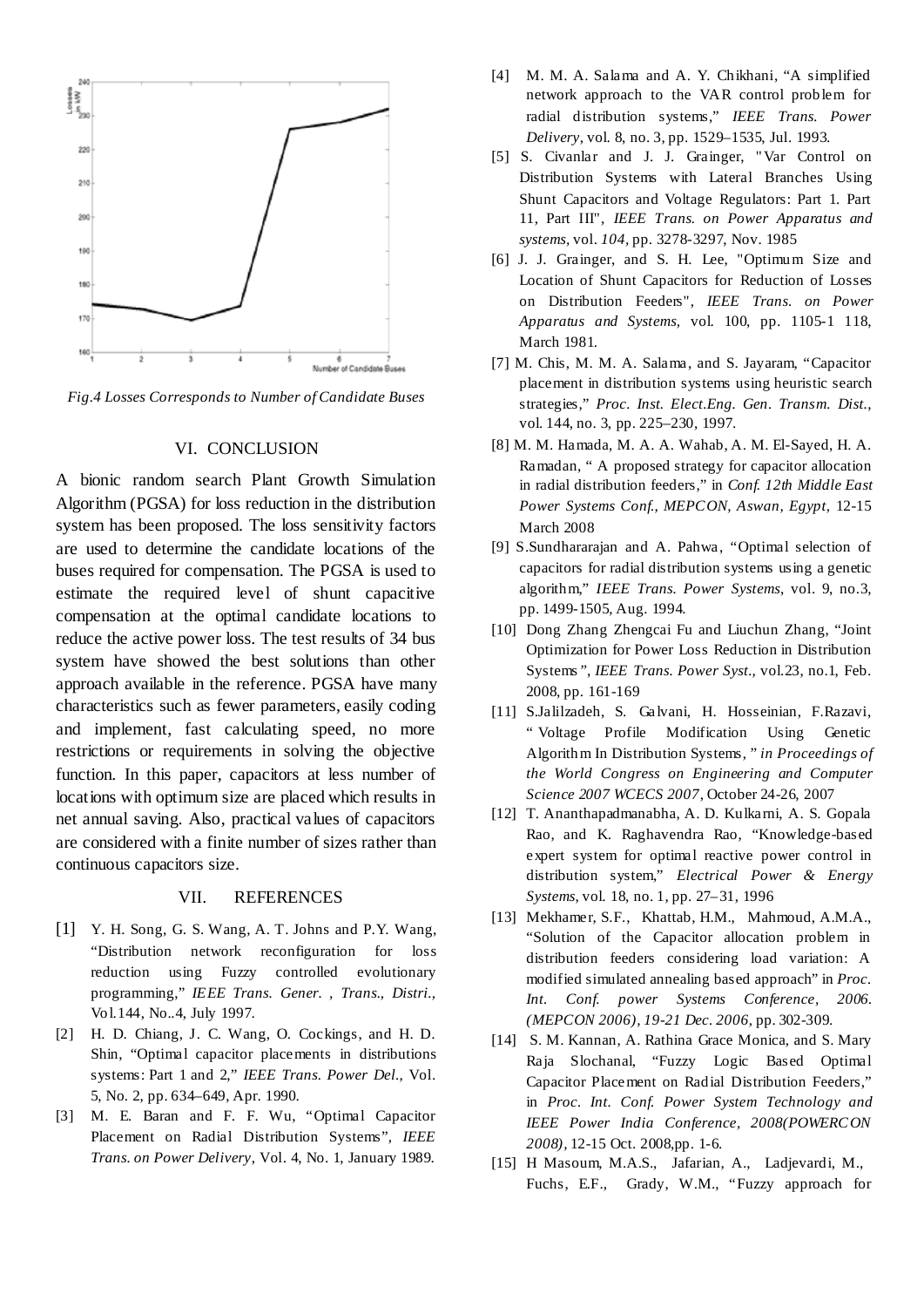*Fig.4 Losses Corresponds to Number of Candidate Buses*

## VI. CONCLUSION

A bionic random search Plant Growth Simulation Algorithm (PGSA) for loss reduction in the distribution system has been proposed. The loss sensitivity factors are used to determine the candidate locations of the buses required for compensation. The PGSA is used to estimate the required level of shunt capacitive compensation at the optimal candidate locations to reduce the active power loss. The test results of 34 bus system have showed the best solutions than other approach available in the reference. PGSA have many characteristics such as fewer parameters, easily coding and implement, fast calculating speed, no more restrictions or requirements in solving the objective function. In this paper, capacitors at less number of locations with optimum size are placed which results in net annual saving. Also, practical values of capacitors are considered with a finite number of sizes rather than continuous capacitors size.

## VII. REFERENCES

[1] Y. H. Song, G. S. Wang, A. T. Johns and P.Y. Wang, "Distribution network reconfiguration for loss reduction using Fuzzy controlled evolutionary programming," *IEEE Trans. Gener. , Trans., Distri.,* Vol.144, No..4, July 1997.

[2] H. D. Chiang, J. C. Wang, O. Cockings, and H. D. Shin, "Optimal capacitor placements in distributions systems: Part 1 and 2," *IEEE Trans. Power Del.*, Vol. 5, No. 2, pp. 634–649, Apr. 1990.

[3] M. E. Baran and F. F. Wu, "Optimal Capacitor Placement on Radial Distribution Systems", *IEEE Trans. on Power Delivery*, Vol. 4, No. 1, January 1989.

[4] M. M. A. Salama and A. Y. Chikhani, "A simplified network approach to the VAR control problem for radial distribution systems," *IEEE Trans. Power Delivery*, vol. 8, no. 3, pp. 1529–1535, Jul. 1993.

[5] S. Civanlar and J. J. Grainger, "Var Control on Distribution Systems with Lateral Branches Using Shunt Capacitors and Voltage Regulators: Part 1. Part 11, Part III", *IEEE Trans. on Power Apparatus and systems*, vol. *104*, pp. 3278-3297, Nov. 1985

[6] J. J. Grainger, and S. H. Lee, "Optimum Size and Location of Shunt Capacitors for Reduction of Losses on Distribution Feeders", *IEEE Trans. on Power Apparatus and Systems,* vol. 100, pp. 1105-1 118, March 1981.

[7] M. Chis, M. M. A. Salama, and S. Jayaram, "Capacitor placement in distribution systems using heuristic search strategies," *Proc. Inst. Elect.Eng. Gen. Transm. Dist.*, vol. 144, no. 3, pp. 225–230, 1997.

[8] M. M. Hamada, M. A. A. Wahab, A. M. El-Sayed, H. A. Ramadan, " A proposed strategy for capacitor allocation in radial distribution feeders," in *Conf. 12th Middle East Power Systems Conf., MEPCON, Aswan, Egypt,* 12-15 March 2008

[9] S.Sundhararajan and A. Pahwa, "Optimal selection of capacitors for radial distribution systems using a genetic algorithm," *IEEE Trans. Power Systems*, vol. 9, no.3, pp. 1499-1505, Aug. 1994.

[10] Dong Zhang Zhengcai Fu and Liuchun Zhang, "Joint Optimization for Power Loss Reduction in Distribution Systems", *IEEE Trans. Power Syst.*, vol.23, no.1, Feb. 2008, pp. 161-169

[11] S.Jalilzadeh, S. Galvani, H. Hosseinian, F.Razavi, " Voltage Profile Modification Using Genetic Algorithm In Distribution Systems, " *in Proceedings of the World Congress on Engineering and Computer Science 2007 WCECS 2007*, October 24-26, 2007

[12] T. Ananthapadmanabha, A. D. Kulkarni, A. S. Gopala Rao, and K. Raghavendra Rao, "Knowledge-based expert system for optimal reactive power control in distribution system," *Electrical Power & Energy Systems*, vol. 18, no. 1, pp. 27–31, 1996

[13] Mekhamer, S.F., Khattab, H.M., Mahmoud, A.M.A., "Solution of the Capacitor allocation problem in distribution feeders considering load variation: A modified simulated annealing based approach" in *Proc. Int. Conf. power Systems Conference, 2006. (MEPCON 2006), 19-21 Dec. 2006*, pp. 302-309.

[14] S. M. Kannan, A. Rathina Grace Monica, and S. Mary Raja Slochanal, "Fuzzy Logic Based Optimal Capacitor Placement on Radial Distribution Feeders," in *Proc. Int. Conf. Power System Technology and IEEE Power India Conference, 2008(POWERCON 2008)*, 12-15 Oct. 2008,pp. 1-6.

[15] H Masoum, M.A.S., Jafarian, A., Ladjevardi, M., Fuchs, E.F., Grady, W.M., "Fuzzy approach for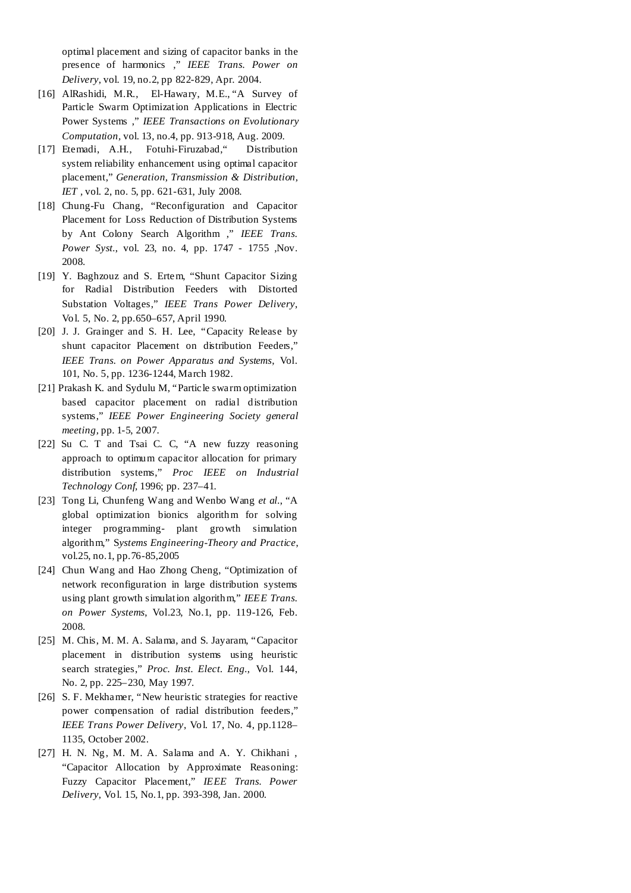optimal placement and sizing of capacitor banks in the presence of harmonics ," *IEEE Trans. Power on Delivery*, vol. 19, no.2, pp 822-829, Apr. 2004.

[16] AlRashidi, M.R., El-Hawary, M.E., "A Survey of Particle Swarm Optimization Applications in Electric Power Systems ," *IEEE Transactions on Evolutionary Computation*, vol. 13, no.4, pp. 913-918, Aug. 2009.

[17] Etemadi, A.H., Fotuhi-Firuzabad," Distribution system reliability enhancement using optimal capacitor placement," *Generation, Transmission & Distribution, IET* , vol. 2, no. 5, pp. 621-631, July 2008.

[18] Chung-Fu Chang, "Reconfiguration and Capacitor Placement for Loss Reduction of Distribution Systems by Ant Colony Search Algorithm ," *IEEE Trans. Power Syst.*, vol. 23, no. 4, pp. 1747 - 1755 ,Nov. 2008.

[19] Y. Baghzouz and S. Ertem, "Shunt Capacitor Sizing for Radial Distribution Feeders with Distorted Substation Voltages," *IEEE Trans Power Delivery*, Vol. 5, No. 2, pp.650–657, April 1990.

[20] J. J. Grainger and S. H. Lee, "Capacity Release by shunt capacitor Placement on distribution Feeders," *IEEE Trans. on Power Apparatus and Systems*, Vol. 101, No. 5, pp. 1236-1244, March 1982.

[21] Prakash K. and Sydulu M, "Particle swarm optimization based capacitor placement on radial distribution systems," *IEEE Power Engineering Society general meeting*, pp. 1-5, 2007.

[22] Su C. T and Tsai C. C, "A new fuzzy reasoning approach to optimum capacitor allocation for primary distribution systems," *Proc IEEE on Industrial Technology Conf*, 1996; pp. 237–41.

[23] Tong Li, Chunfeng Wang and Wenbo Wang *et al.*, "A global optimization bionics algorithm for solving integer programming- plant growth simulation algorithm," *Systems Engineering-Theory and Practice*, vol.25, no.1, pp.76-85,2005

[24] Chun Wang and Hao Zhong Cheng, "Optimization of network reconfiguration in large distribution systems using plant growth simulation algorithm," *IEEE Trans. on Power Systems*, Vol.23, No.1, pp. 119-126, Feb. 2008.

[25] M. Chis, M. M. A. Salama, and S. Jayaram, "Capacitor placement in distribution systems using heuristic search strategies," *Proc. Inst. Elect. Eng.*, Vol. 144, No. 2, pp. 225–230, May 1997.

[26] S. F. Mekhamer, "New heuristic strategies for reactive power compensation of radial distribution feeders," *IEEE Trans Power Delivery*, Vol. 17, No. 4, pp.1128–1135, October 2002.

[27] H. N. Ng, M. M. A. Salama and A. Y. Chikhani , "Capacitor Allocation by Approximate Reasoning: Fuzzy Capacitor Placement," *IEEE Trans. Power Delivery*, Vol. 15, No.1, pp. 393-398, Jan. 2000.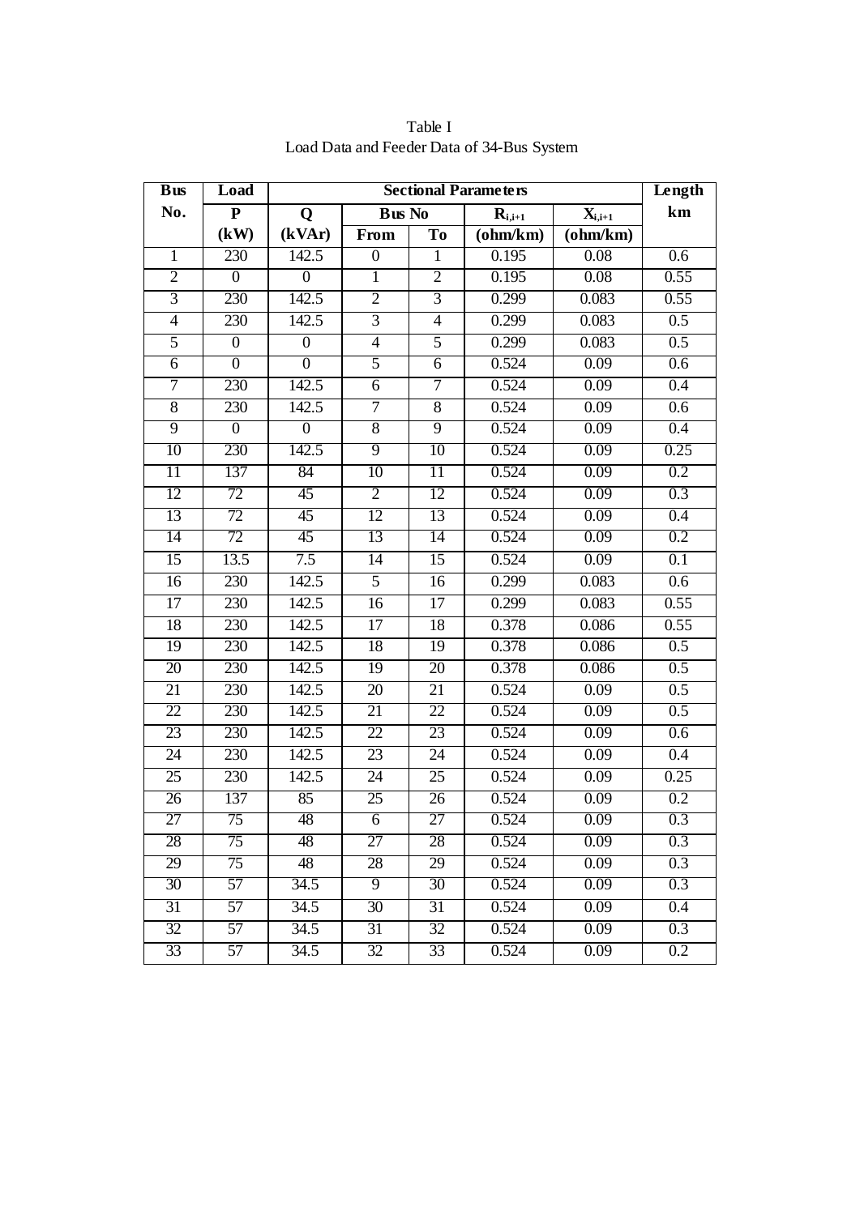Table I
Load Data and Feeder Data of 34-Bus System

| Bus No. | Load P (kW) | Sectional Parameters Q (kVAr) | Bus No From | To | $R_{i,i+1}$ (ohm/km) | $X_{i,i+1}$ (ohm/km) | Length km |
|---|---|---|---|---|---|---|---|
| 1 | 230 | 142.5 | 0 | 1 | 0.195 | 0.08 | 0.6 |
| 2 | 0 | 0 | 1 | 2 | 0.195 | 0.08 | 0.55 |
| 3 | 230 | 142.5 | 2 | 3 | 0.299 | 0.083 | 0.55 |
| 4 | 230 | 142.5 | 3 | 4 | 0.299 | 0.083 | 0.5 |
| 5 | 0 | 0 | 4 | 5 | 0.299 | 0.083 | 0.5 |
| 6 | 0 | 0 | 5 | 6 | 0.524 | 0.09 | 0.6 |
| 7 | 230 | 142.5 | 6 | 7 | 0.524 | 0.09 | 0.4 |
| 8 | 230 | 142.5 | 7 | 8 | 0.524 | 0.09 | 0.6 |
| 9 | 0 | 0 | 8 | 9 | 0.524 | 0.09 | 0.4 |
| 10 | 230 | 142.5 | 9 | 10 | 0.524 | 0.09 | 0.25 |
| 11 | 137 | 84 | 10 | 11 | 0.524 | 0.09 | 0.2 |
| 12 | 72 | 45 | 2 | 12 | 0.524 | 0.09 | 0.3 |
| 13 | 72 | 45 | 12 | 13 | 0.524 | 0.09 | 0.4 |
| 14 | 72 | 45 | 13 | 14 | 0.524 | 0.09 | 0.2 |
| 15 | 13.5 | 7.5 | 14 | 15 | 0.524 | 0.09 | 0.1 |
| 16 | 230 | 142.5 | 5 | 16 | 0.299 | 0.083 | 0.6 |
| 17 | 230 | 142.5 | 16 | 17 | 0.299 | 0.083 | 0.55 |
| 18 | 230 | 142.5 | 17 | 18 | 0.378 | 0.086 | 0.55 |
| 19 | 230 | 142.5 | 18 | 19 | 0.378 | 0.086 | 0.5 |
| 20 | 230 | 142.5 | 19 | 20 | 0.378 | 0.086 | 0.5 |
| 21 | 230 | 142.5 | 20 | 21 | 0.524 | 0.09 | 0.5 |
| 22 | 230 | 142.5 | 21 | 22 | 0.524 | 0.09 | 0.5 |
| 23 | 230 | 142.5 | 22 | 23 | 0.524 | 0.09 | 0.6 |
| 24 | 230 | 142.5 | 23 | 24 | 0.524 | 0.09 | 0.4 |
| 25 | 230 | 142.5 | 24 | 25 | 0.524 | 0.09 | 0.25 |
| 26 | 137 | 85 | 25 | 26 | 0.524 | 0.09 | 0.2 |
| 27 | 75 | 48 | 6 | 27 | 0.524 | 0.09 | 0.3 |
| 28 | 75 | 48 | 27 | 28 | 0.524 | 0.09 | 0.3 |
| 29 | 75 | 48 | 28 | 29 | 0.524 | 0.09 | 0.3 |
| 30 | 57 | 34.5 | 9 | 30 | 0.524 | 0.09 | 0.3 |
| 31 | 57 | 34.5 | 30 | 31 | 0.524 | 0.09 | 0.4 |
| 32 | 57 | 34.5 | 31 | 32 | 0.524 | 0.09 | 0.3 |
| 33 | 57 | 34.5 | 32 | 33 | 0.524 | 0.09 | 0.2 |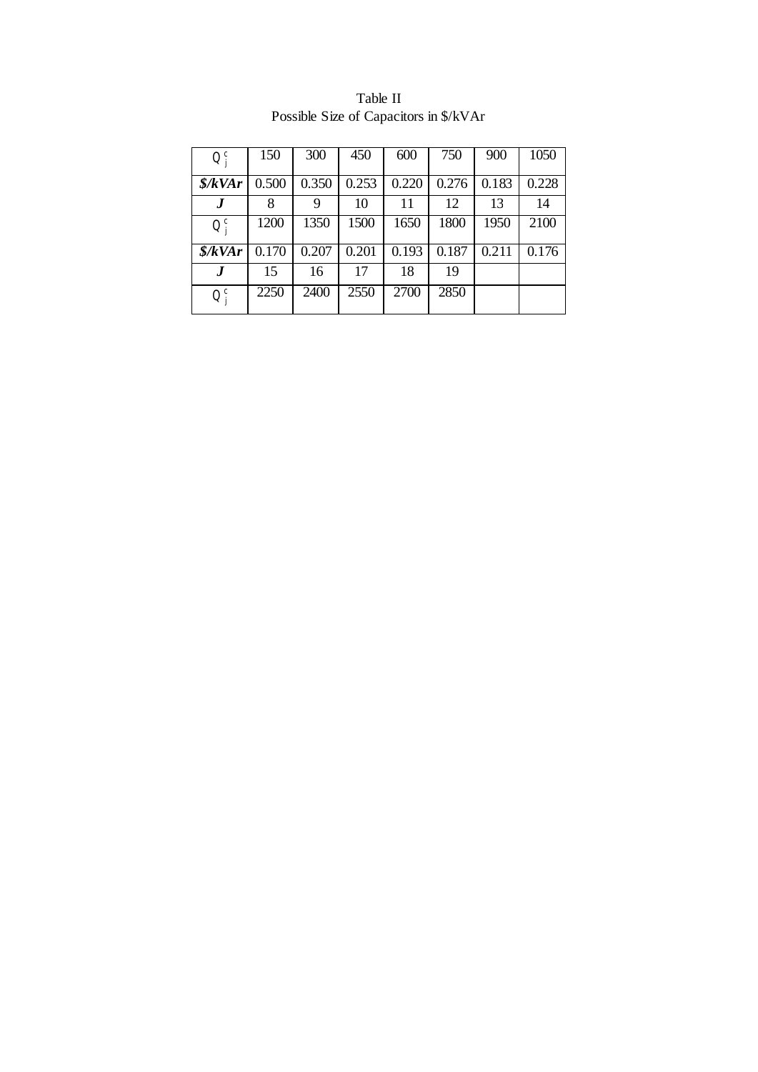Table II
Possible Size of Capacitors in $/kVAr

| | | | | | | | |
|---|---|---|---|---|---|---|---|
| $Q_j^c$ | 150 | 300 | 450 | 600 | 750 | 900 | 1050 |
| ***$/kVAr*** | 0.500 | 0.350 | 0.253 | 0.220 | 0.276 | 0.183 | 0.228 |
| ***J*** | 8 | 9 | 10 | 11 | 12 | 13 | 14 |
| $Q_j^c$ | 1200 | 1350 | 1500 | 1650 | 1800 | 1950 | 2100 |
| ***$/kVAr*** | 0.170 | 0.207 | 0.201 | 0.193 | 0.187 | 0.211 | 0.176 |
| ***J*** | 15 | 16 | 17 | 18 | 19 | | |
| $Q_j^c$ | 2250 | 2400 | 2550 | 2700 | 2850 | | |